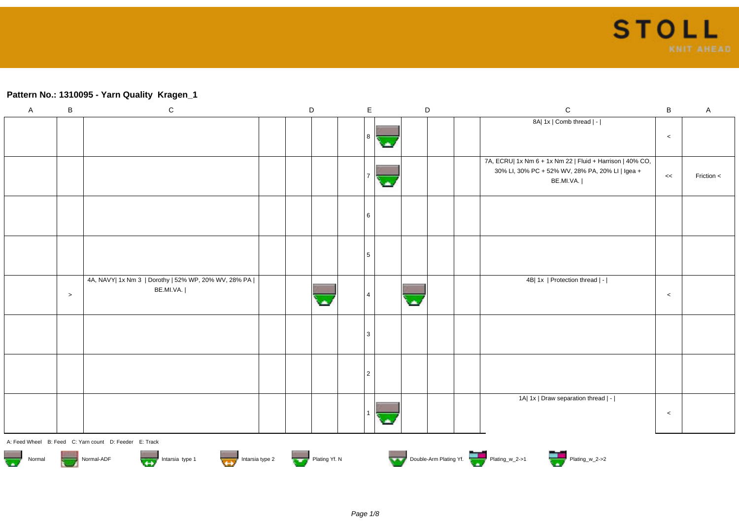**Pattern No.: 1310095 - Yarn Quality Kragen_1**

| A | B | C | | D | | | E | | D | | | C | B | A |
|---|---|---|---|---|---|---|---|---|---|---|---|---|---|---|
| | | | | | | | 8 | | | | | 8A\| 1x \| Comb thread \| - \| | < | |
| | | | | | | | 7 | | | | | 7A, ECRU\| 1x Nm 6 + 1x Nm 22 \| Fluid + Harrison \| 40% CO, 30% LI, 30% PC + 52% WV, 28% PA, 20% LI \| Igea + BE.MI.VA. \| | << | Friction < |
| | | | | | | | 6 | | | | | | | |
| | | | | | | | 5 | | | | | | | |
| | > | 4A, NAVY\| 1x Nm 3 \| Dorothy \| 52% WP, 20% WV, 28% PA \| BE.MI.VA. \| | | | | | 4 | | | | | 4B\| 1x \| Protection thread \| - \| | < | |
| | | | | | | | 3 | | | | | | | |
| | | | | | | | 2 | | | | | | | |
| | | | | | | | 1 | | | | | 1A\| 1x \| Draw separation thread \| - \| | < | |

A: Feed Wheel B: Feed C: Yarn count D: Feeder E: Track

Normal | Normal-ADF | Intarsia type 1 | Intarsia type 2 | Plating Yf. N | Double-Arm Plating Yf. | Plating_w_2->1 | Plating_w_2->2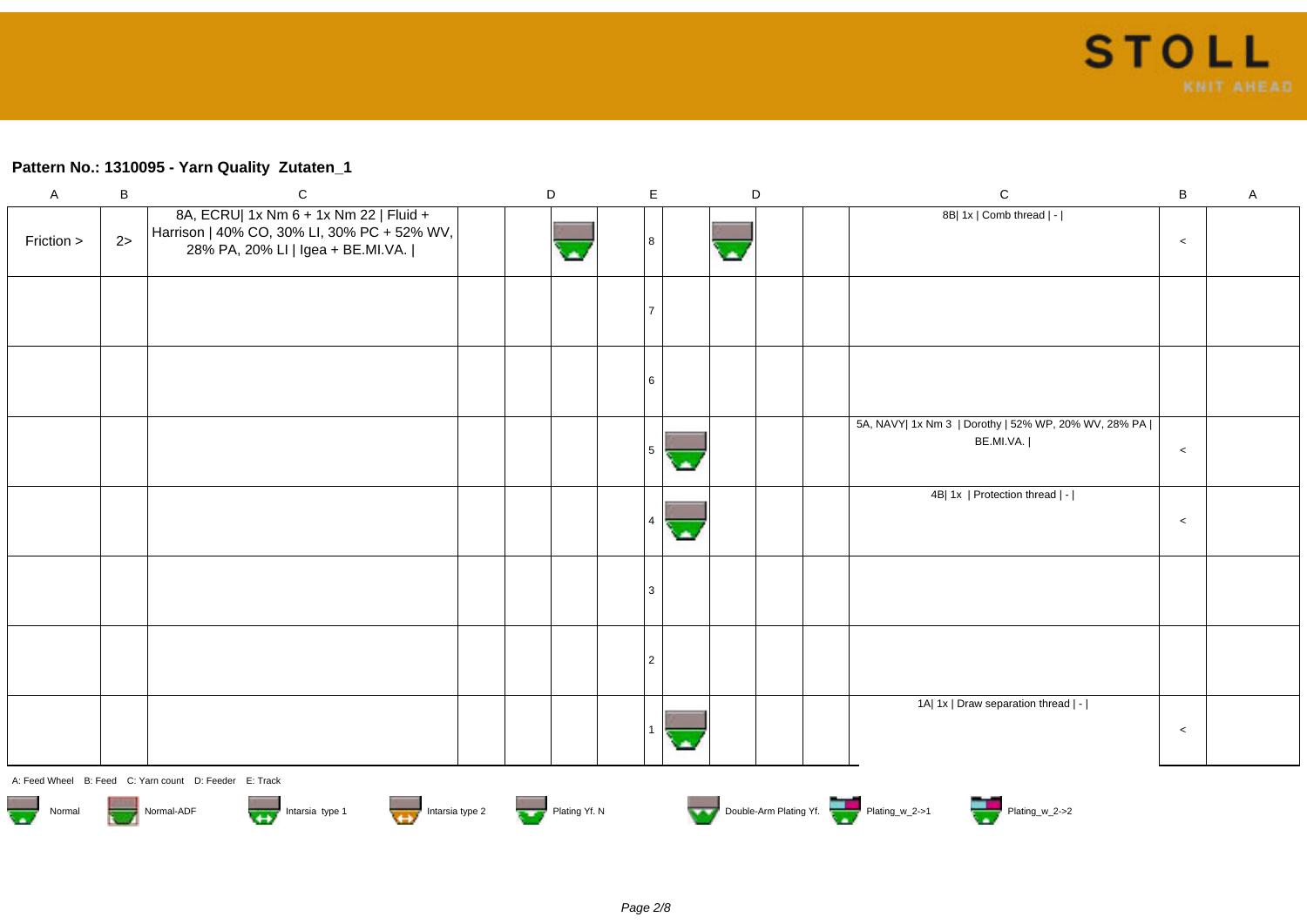## Pattern No.: 1310095 - Yarn Quality  Zutaten_1

| A | B | C | | D | | | E | | D | | | C | B | A |
|---|---|---|---|---|---|---|---|---|---|---|---|---|---|---|
| Friction > | 2> | 8A, ECRU\| 1x Nm 6 + 1x Nm 22 \| Fluid + Harrison \| 40% CO, 30% LI, 30% PC + 52% WV, 28% PA, 20% LI \| Igea + BE.MI.VA. \| | | | | | 8 | | | | | 8B\| 1x \| Comb thread \| - \| | < | |
| | | | | | | | 7 | | | | | | | |
| | | | | | | | 6 | | | | | | | |
| | | | | | | | 5 | | | | | 5A, NAVY\| 1x Nm 3  \| Dorothy \| 52% WP, 20% WV, 28% PA \| BE.MI.VA. \| | < | |
| | | | | | | | 4 | | | | | 4B\| 1x  \| Protection thread \| - \| | < | |
| | | | | | | | 3 | | | | | | | |
| | | | | | | | 2 | | | | | | | |
| | | | | | | | 1 | | | | | 1A\| 1x \| Draw separation thread \| - \| | < | |

A: Feed Wheel   B: Feed   C: Yarn count   D: Feeder   E: Track

Normal   Normal-ADF   Intarsia type 1   Intarsia type 2   Plating Yf. N   Double-Arm Plating Yf.   Plating_w_2->1   Plating_w_2->2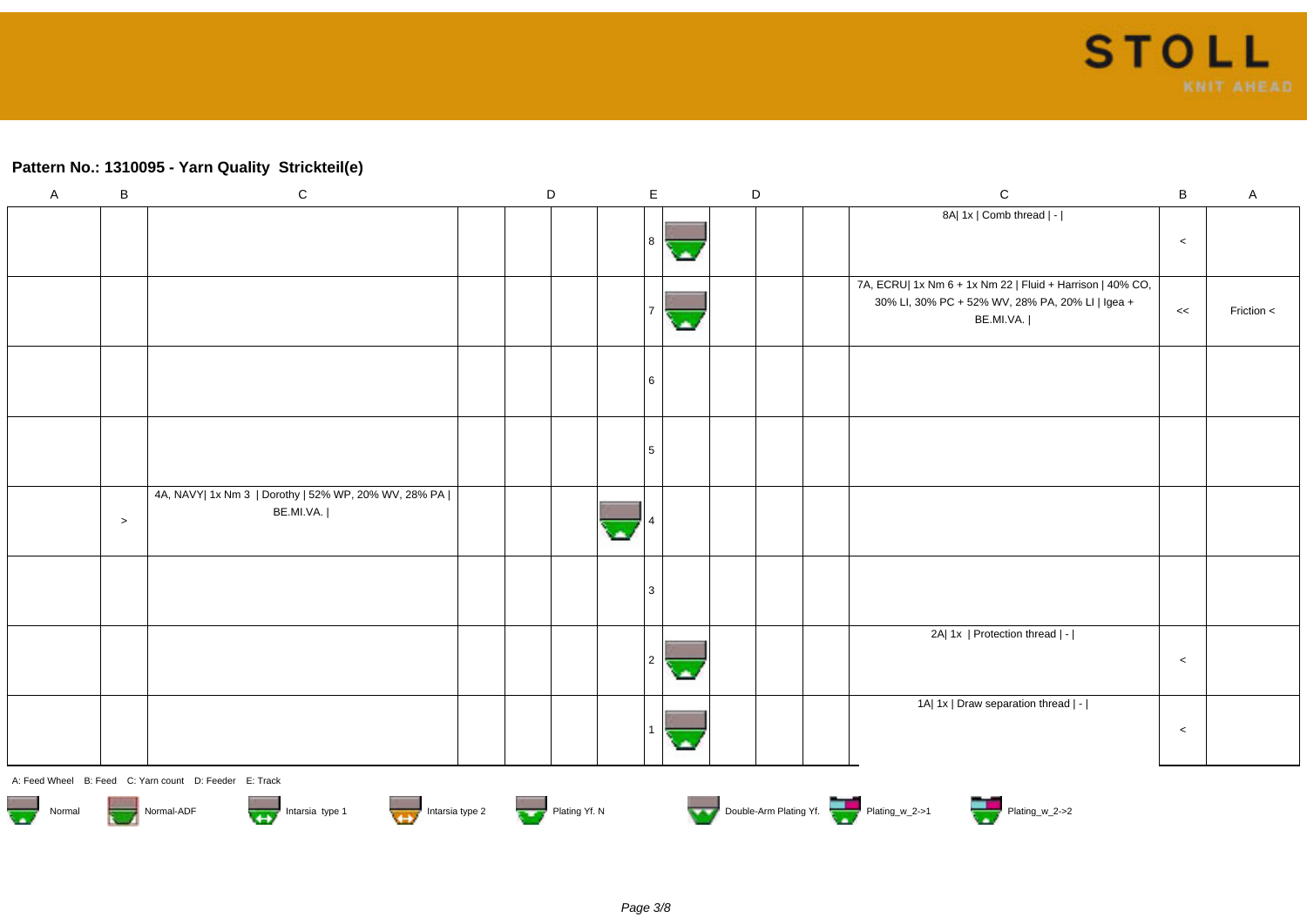## Pattern No.: 1310095 - Yarn Quality Strickteil(e)

| A | B | C | D | D | D | E | D | D | D | C | B | A |
|---|---|---|---|---|---|---|---|---|---|---|---|---|
| | | | | | | 8 | | | | 8A\| 1x \| Comb thread \| - \| | < | |
| | | | | | | 7 | | | | 7A, ECRU\| 1x Nm 6 + 1x Nm 22 \| Fluid + Harrison \| 40% CO, 30% LI, 30% PC + 52% WV, 28% PA, 20% LI \| Igea + BE.MI.VA. \| | << | Friction < |
| | | | | | | 6 | | | | | | |
| | | | | | | 5 | | | | | | |
| | > | 4A, NAVY\| 1x Nm 3 \| Dorothy \| 52% WP, 20% WV, 28% PA \| BE.MI.VA. \| | | | | 4 | | | | | | |
| | | | | | | 3 | | | | | | |
| | | | | | | 2 | | | | 2A\| 1x \| Protection thread \| - \| | < | |
| | | | | | | 1 | | | | 1A\| 1x \| Draw separation thread \| - \| | < | |

A: Feed Wheel B: Feed C: Yarn count D: Feeder E: Track

Normal   Normal-ADF   Intarsia type 1   Intarsia type 2   Plating Yf. N   Double-Arm Plating Yf.   Plating_w_2->1   Plating_w_2->2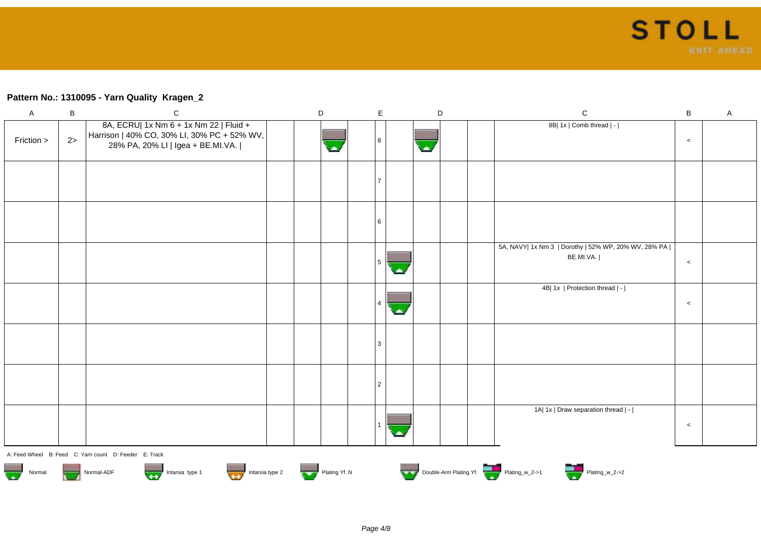**Pattern No.: 1310095 - Yarn Quality Kragen_2**

| A | B | C | D | | | | E | | D | | | C | B | A |
|---|---|---|---|---|---|---|---|---|---|---|---|---|---|---|
| Friction > | 2> | 8A, ECRU\| 1x Nm 6 + 1x Nm 22 \| Fluid + Harrison \| 40% CO, 30% LI, 30% PC + 52% WV, 28% PA, 20% LI \| Igea + BE.MI.VA. \| | | | | | 8 | | | | | 8B\| 1x \| Comb thread \| - \| | < | |
| | | | | | | | 7 | | | | | | | |
| | | | | | | | 6 | | | | | | | |
| | | | | | | | 5 | | | | | 5A, NAVY\| 1x Nm 3 \| Dorothy \| 52% WP, 20% WV, 28% PA \| BE.MI.VA. \| | < | |
| | | | | | | | 4 | | | | | 4B\| 1x \| Protection thread \| - \| | < | |
| | | | | | | | 3 | | | | | | | |
| | | | | | | | 2 | | | | | | | |
| | | | | | | | 1 | | | | | 1A\| 1x \| Draw separation thread \| - \| | < | |

A: Feed Wheel B: Feed C: Yarn count D: Feeder E: Track

Normal | Normal-ADF | Intarsia type 1 | Intarsia type 2 | Plating Yf. N | Double-Arm Plating Yf. | Plating_w_2->1 | Plating_w_2->2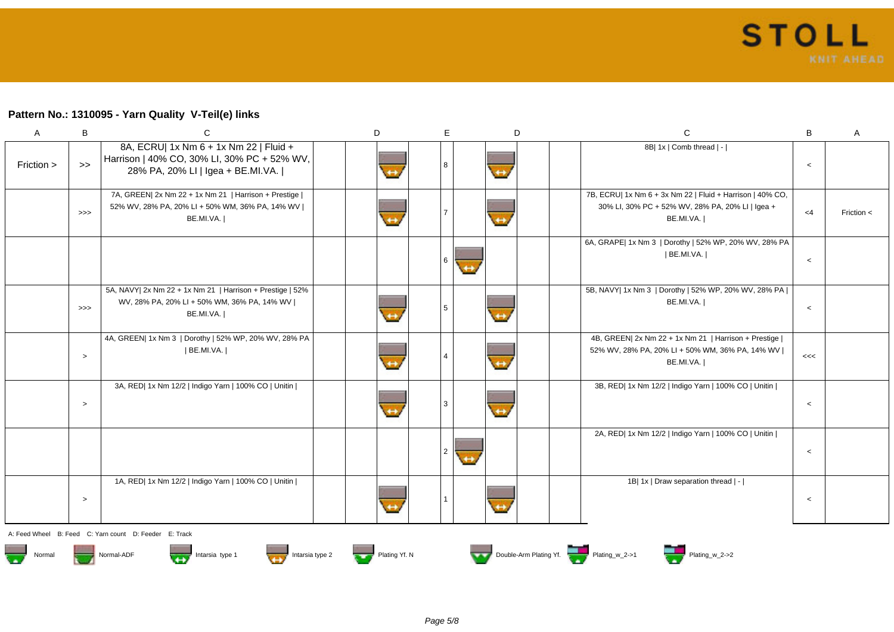**Pattern No.: 1310095 - Yarn Quality V-Teil(e) links**

| A | B | C | D | E | D | C | B | A |
|---|---|---|---|---|---|---|---|---|
| Friction > | >> | 8A, ECRU\| 1x Nm 6 + 1x Nm 22 \| Fluid + Harrison \| 40% CO, 30% LI, 30% PC + 52% WV, 28% PA, 20% LI \| Igea + BE.MI.VA. \| | | 8 | | 8B\| 1x \| Comb thread \| - \| | < | |
| | >>> | 7A, GREEN\| 2x Nm 22 + 1x Nm 21 \| Harrison + Prestige \| 52% WV, 28% PA, 20% LI + 50% WM, 36% PA, 14% WV \| BE.MI.VA. \| | | 7 | | 7B, ECRU\| 1x Nm 6 + 3x Nm 22 \| Fluid + Harrison \| 40% CO, 30% LI, 30% PC + 52% WV, 28% PA, 20% LI \| Igea + BE.MI.VA. \| | <4 | Friction < |
| | | | | 6 | | 6A, GRAPE\| 1x Nm 3 \| Dorothy \| 52% WP, 20% WV, 28% PA \| BE.MI.VA. \| | < | |
| | >>> | 5A, NAVY\| 2x Nm 22 + 1x Nm 21 \| Harrison + Prestige \| 52% WV, 28% PA, 20% LI + 50% WM, 36% PA, 14% WV \| BE.MI.VA. \| | | 5 | | 5B, NAVY\| 1x Nm 3 \| Dorothy \| 52% WP, 20% WV, 28% PA \| BE.MI.VA. \| | < | |
| | > | 4A, GREEN\| 1x Nm 3 \| Dorothy \| 52% WP, 20% WV, 28% PA \| BE.MI.VA. \| | | 4 | | 4B, GREEN\| 2x Nm 22 + 1x Nm 21 \| Harrison + Prestige \| 52% WV, 28% PA, 20% LI + 50% WM, 36% PA, 14% WV \| BE.MI.VA. \| | <<< | |
| | > | 3A, RED\| 1x Nm 12/2 \| Indigo Yarn \| 100% CO \| Unitin \| | | 3 | | 3B, RED\| 1x Nm 12/2 \| Indigo Yarn \| 100% CO \| Unitin \| | < | |
| | | | | 2 | | 2A, RED\| 1x Nm 12/2 \| Indigo Yarn \| 100% CO \| Unitin \| | < | |
| | > | 1A, RED\| 1x Nm 12/2 \| Indigo Yarn \| 100% CO \| Unitin \| | | 1 | | 1B\| 1x \| Draw separation thread \| - \| | < | |

A: Feed Wheel B: Feed C: Yarn count D: Feeder E: Track

Normal | Normal-ADF | Intarsia type 1 | Intarsia type 2 | Plating Yf. N | Double-Arm Plating Yf. | Plating_w_2->1 | Plating_w_2->2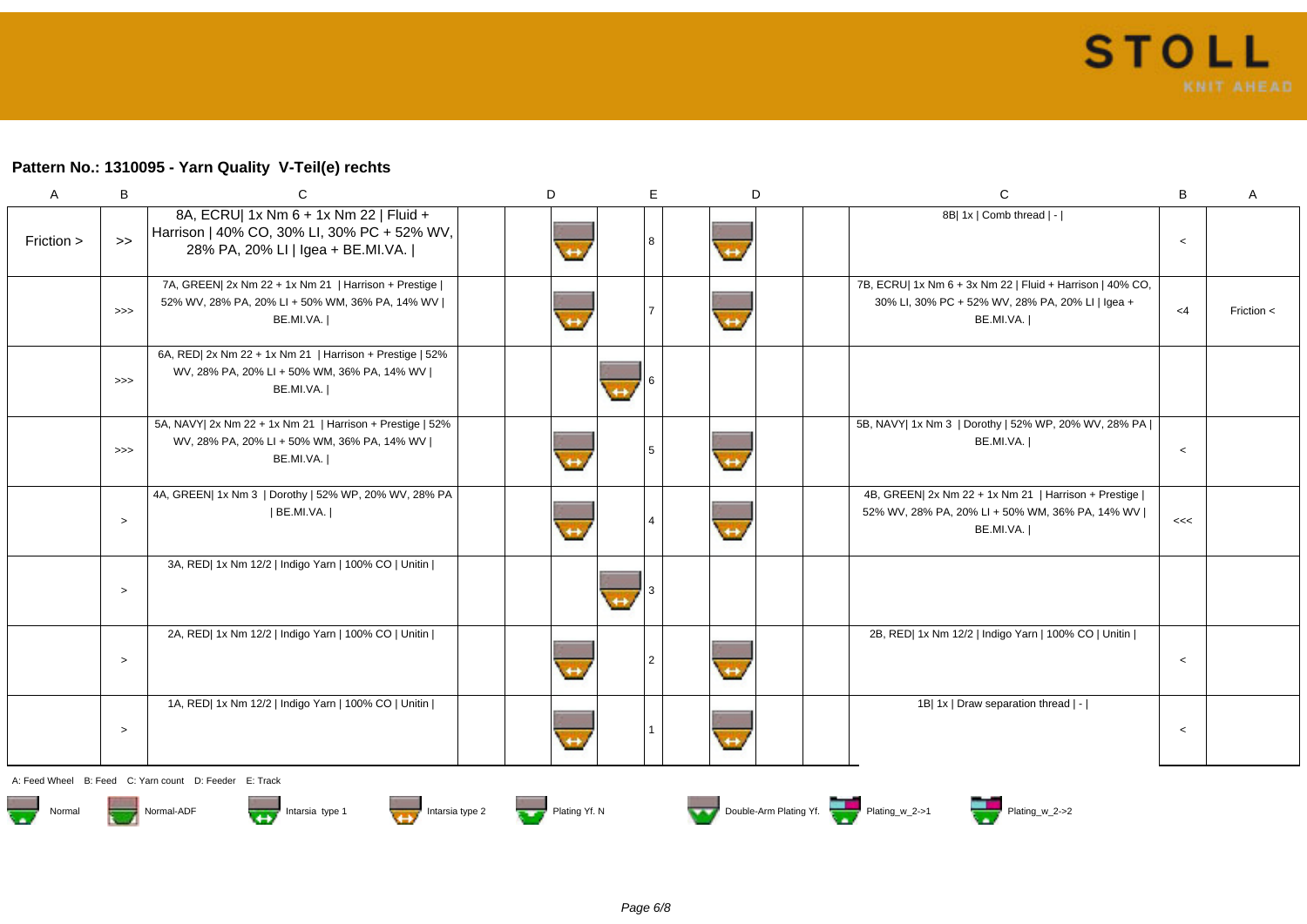## Pattern No.: 1310095 - Yarn Quality V-Teil(e) rechts

| A | B | C | | D | | E | | D | | C | B | A |
|---|---|---|---|---|---|---|---|---|---|---|---|---|
| Friction > | >> | 8A, ECRU\| 1x Nm 6 + 1x Nm 22 \| Fluid + Harrison \| 40% CO, 30% LI, 30% PC + 52% WV, 28% PA, 20% LI \| Igea + BE.MI.VA. \| | | | | 8 | | | | 8B\| 1x \| Comb thread \| - \| | < | |
| | >>> | 7A, GREEN\| 2x Nm 22 + 1x Nm 21 \| Harrison + Prestige \| 52% WV, 28% PA, 20% LI + 50% WM, 36% PA, 14% WV \| BE.MI.VA. \| | | | | 7 | | | | 7B, ECRU\| 1x Nm 6 + 3x Nm 22 \| Fluid + Harrison \| 40% CO, 30% LI, 30% PC + 52% WV, 28% PA, 20% LI \| Igea + BE.MI.VA. \| | <4 | Friction < |
| | >>> | 6A, RED\| 2x Nm 22 + 1x Nm 21 \| Harrison + Prestige \| 52% WV, 28% PA, 20% LI + 50% WM, 36% PA, 14% WV \| BE.MI.VA. \| | | | | 6 | | | | | | |
| | >>> | 5A, NAVY\| 2x Nm 22 + 1x Nm 21 \| Harrison + Prestige \| 52% WV, 28% PA, 20% LI + 50% WM, 36% PA, 14% WV \| BE.MI.VA. \| | | | | 5 | | | | 5B, NAVY\| 1x Nm 3 \| Dorothy \| 52% WP, 20% WV, 28% PA \| BE.MI.VA. \| | < | |
| | > | 4A, GREEN\| 1x Nm 3 \| Dorothy \| 52% WP, 20% WV, 28% PA \| BE.MI.VA. \| | | | | 4 | | | | 4B, GREEN\| 2x Nm 22 + 1x Nm 21 \| Harrison + Prestige \| 52% WV, 28% PA, 20% LI + 50% WM, 36% PA, 14% WV \| BE.MI.VA. \| | <<< | |
| | > | 3A, RED\| 1x Nm 12/2 \| Indigo Yarn \| 100% CO \| Unitin \| | | | | 3 | | | | | | |
| | > | 2A, RED\| 1x Nm 12/2 \| Indigo Yarn \| 100% CO \| Unitin \| | | | | 2 | | | | 2B, RED\| 1x Nm 12/2 \| Indigo Yarn \| 100% CO \| Unitin \| | < | |
| | > | 1A, RED\| 1x Nm 12/2 \| Indigo Yarn \| 100% CO \| Unitin \| | | | | 1 | | | | 1B\| 1x \| Draw separation thread \| - \| | < | |

A: Feed Wheel B: Feed C: Yarn count D: Feeder E: Track

Normal | Normal-ADF | Intarsia type 1 | Intarsia type 2 | Plating Yf. N | Double-Arm Plating Yf. | Plating_w_2->1 | Plating_w_2->2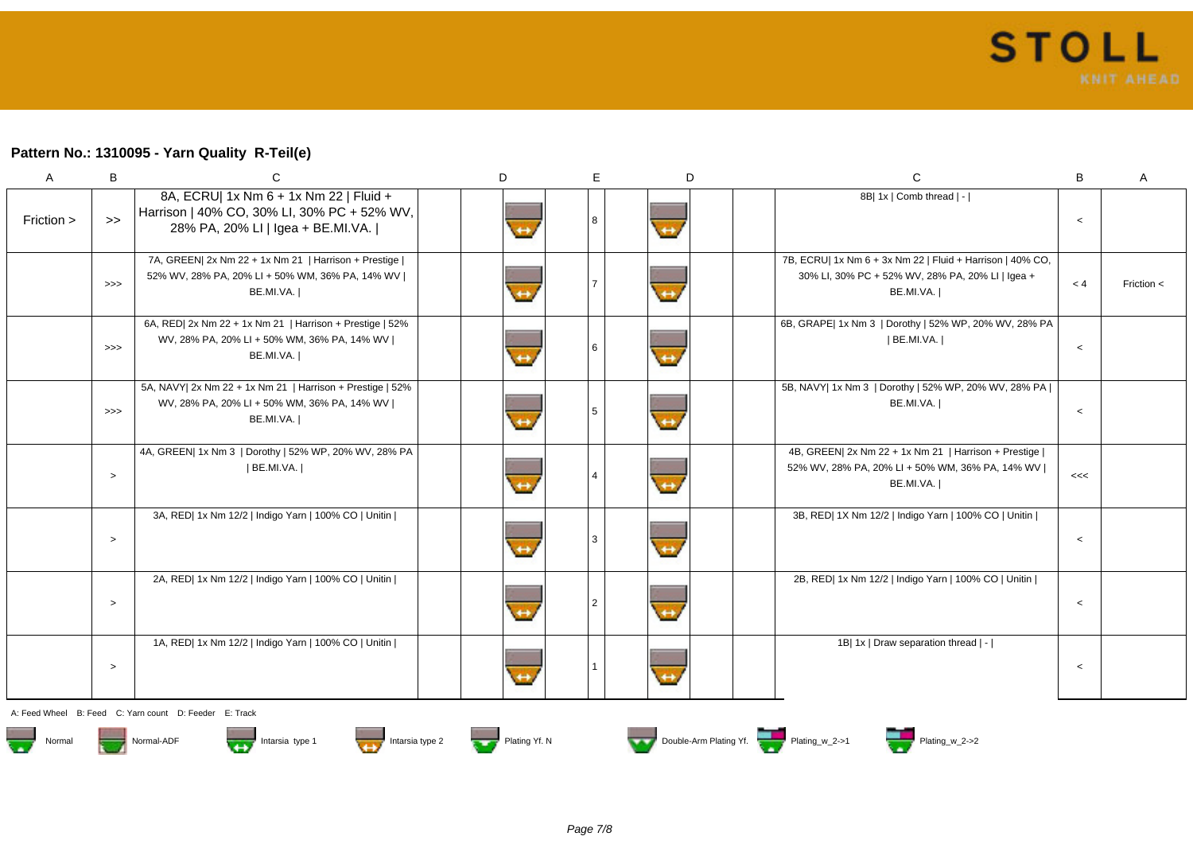## Pattern No.: 1310095 - Yarn Quality R-Teil(e)

| A | B | C | D | E | D | C | B | A |
|---|---|---|---|---|---|---|---|---|
| Friction > | >> | 8A, ECRU\| 1x Nm 6 + 1x Nm 22 \| Fluid + Harrison \| 40% CO, 30% LI, 30% PC + 52% WV, 28% PA, 20% LI \| Igea + BE.MI.VA. \| | | 8 | | 8B\| 1x \| Comb thread \| - \| | < | |
| | >>> | 7A, GREEN\| 2x Nm 22 + 1x Nm 21 \| Harrison + Prestige \| 52% WV, 28% PA, 20% LI + 50% WM, 36% PA, 14% WV \| BE.MI.VA. \| | | 7 | | 7B, ECRU\| 1x Nm 6 + 3x Nm 22 \| Fluid + Harrison \| 40% CO, 30% LI, 30% PC + 52% WV, 28% PA, 20% LI \| Igea + BE.MI.VA. \| | < 4 | Friction < |
| | >>> | 6A, RED\| 2x Nm 22 + 1x Nm 21 \| Harrison + Prestige \| 52% WV, 28% PA, 20% LI + 50% WM, 36% PA, 14% WV \| BE.MI.VA. \| | | 6 | | 6B, GRAPE\| 1x Nm 3 \| Dorothy \| 52% WP, 20% WV, 28% PA \| BE.MI.VA. \| | < | |
| | >>> | 5A, NAVY\| 2x Nm 22 + 1x Nm 21 \| Harrison + Prestige \| 52% WV, 28% PA, 20% LI + 50% WM, 36% PA, 14% WV \| BE.MI.VA. \| | | 5 | | 5B, NAVY\| 1x Nm 3 \| Dorothy \| 52% WP, 20% WV, 28% PA \| BE.MI.VA. \| | < | |
| | > | 4A, GREEN\| 1x Nm 3 \| Dorothy \| 52% WP, 20% WV, 28% PA \| BE.MI.VA. \| | | 4 | | 4B, GREEN\| 2x Nm 22 + 1x Nm 21 \| Harrison + Prestige \| 52% WV, 28% PA, 20% LI + 50% WM, 36% PA, 14% WV \| BE.MI.VA. \| | <<< | |
| | > | 3A, RED\| 1x Nm 12/2 \| Indigo Yarn \| 100% CO \| Unitin \| | | 3 | | 3B, RED\| 1X Nm 12/2 \| Indigo Yarn \| 100% CO \| Unitin \| | < | |
| | > | 2A, RED\| 1x Nm 12/2 \| Indigo Yarn \| 100% CO \| Unitin \| | | 2 | | 2B, RED\| 1x Nm 12/2 \| Indigo Yarn \| 100% CO \| Unitin \| | < | |
| | > | 1A, RED\| 1x Nm 12/2 \| Indigo Yarn \| 100% CO \| Unitin \| | | 1 | | 1B\| 1x \| Draw separation thread \| - \| | < | |

A: Feed Wheel B: Feed C: Yarn count D: Feeder E: Track

Normal Normal-ADF Intarsia type 1 Intarsia type 2 Plating Yf. N Double-Arm Plating Yf. Plating_w_2->1 Plating_w_2->2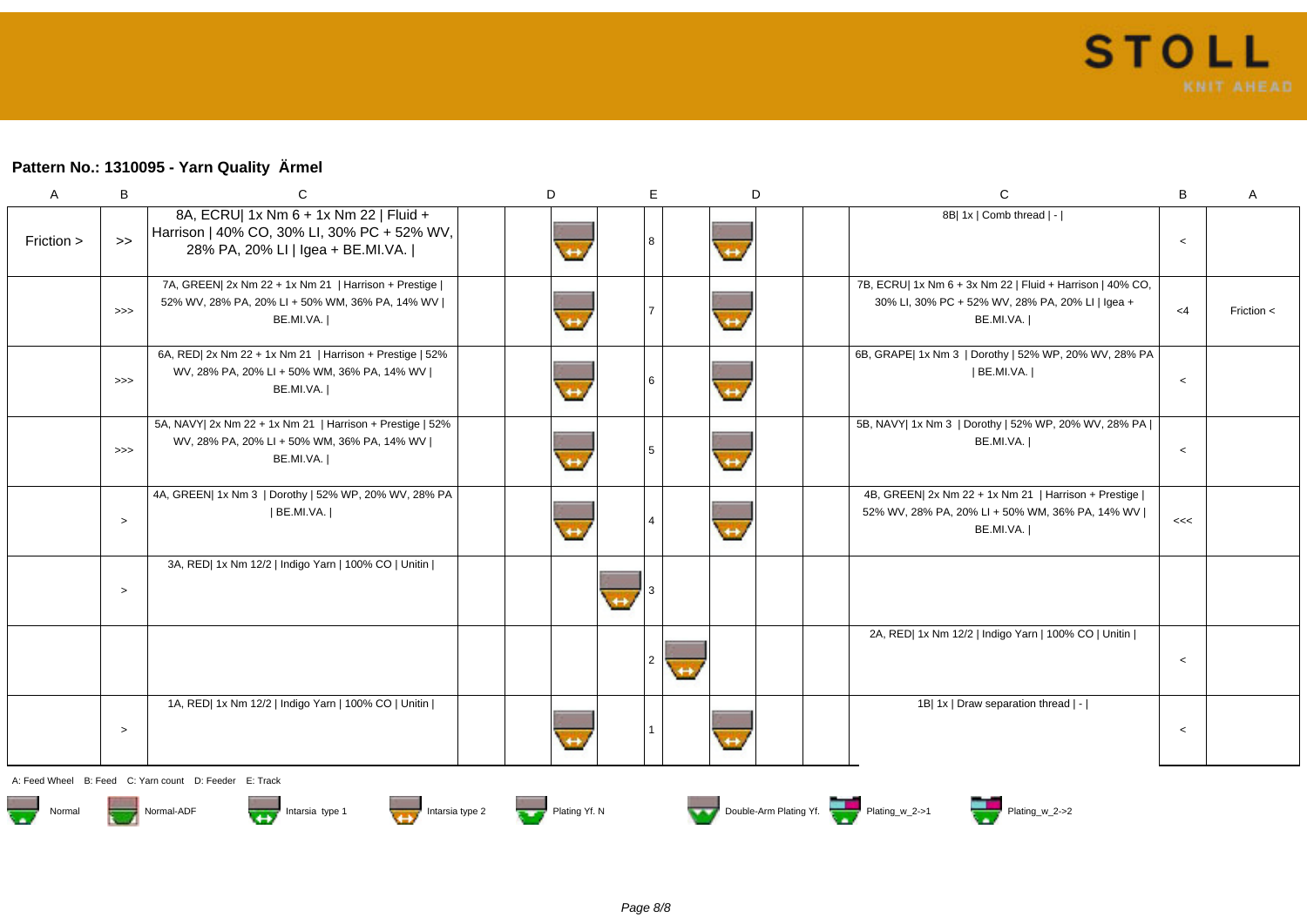## Pattern No.: 1310095 - Yarn Quality Ärmel

| A | B | C | D | | | E | | | D | C | B | A |
|---|---|---|---|---|---|---|---|---|---|---|---|---|
| Friction > | >> | 8A, ECRU\| 1x Nm 6 + 1x Nm 22 \| Fluid + Harrison \| 40% CO, 30% LI, 30% PC + 52% WV, 28% PA, 20% LI \| Igea + BE.MI.VA. \| | | | | 8 | | | | 8B\| 1x \| Comb thread \| - \| | < | |
| | >>> | 7A, GREEN\| 2x Nm 22 + 1x Nm 21 \| Harrison + Prestige \| 52% WV, 28% PA, 20% LI + 50% WM, 36% PA, 14% WV \| BE.MI.VA. \| | | | | 7 | | | | 7B, ECRU\| 1x Nm 6 + 3x Nm 22 \| Fluid + Harrison \| 40% CO, 30% LI, 30% PC + 52% WV, 28% PA, 20% LI \| Igea + BE.MI.VA. \| | <4 | Friction < |
| | >>> | 6A, RED\| 2x Nm 22 + 1x Nm 21 \| Harrison + Prestige \| 52% WV, 28% PA, 20% LI + 50% WM, 36% PA, 14% WV \| BE.MI.VA. \| | | | | 6 | | | | 6B, GRAPE\| 1x Nm 3 \| Dorothy \| 52% WP, 20% WV, 28% PA \| BE.MI.VA. \| | < | |
| | >>> | 5A, NAVY\| 2x Nm 22 + 1x Nm 21 \| Harrison + Prestige \| 52% WV, 28% PA, 20% LI + 50% WM, 36% PA, 14% WV \| BE.MI.VA. \| | | | | 5 | | | | 5B, NAVY\| 1x Nm 3 \| Dorothy \| 52% WP, 20% WV, 28% PA \| BE.MI.VA. \| | < | |
| | > | 4A, GREEN\| 1x Nm 3 \| Dorothy \| 52% WP, 20% WV, 28% PA \| BE.MI.VA. \| | | | | 4 | | | | 4B, GREEN\| 2x Nm 22 + 1x Nm 21 \| Harrison + Prestige \| 52% WV, 28% PA, 20% LI + 50% WM, 36% PA, 14% WV \| BE.MI.VA. \| | <<< | |
| | > | 3A, RED\| 1x Nm 12/2 \| Indigo Yarn \| 100% CO \| Unitin \| | | | | 3 | | | | | | |
| | | | | | | 2 | | | | 2A, RED\| 1x Nm 12/2 \| Indigo Yarn \| 100% CO \| Unitin \| | < | |
| | > | 1A, RED\| 1x Nm 12/2 \| Indigo Yarn \| 100% CO \| Unitin \| | | | | 1 | | | | 1B\| 1x \| Draw separation thread \| - \| | < | |

A: Feed Wheel B: Feed C: Yarn count D: Feeder E: Track

Normal · Normal-ADF · Intarsia type 1 · Intarsia type 2 · Plating Yf. N · Double-Arm Plating Yf. · Plating_w_2->1 · Plating_w_2->2